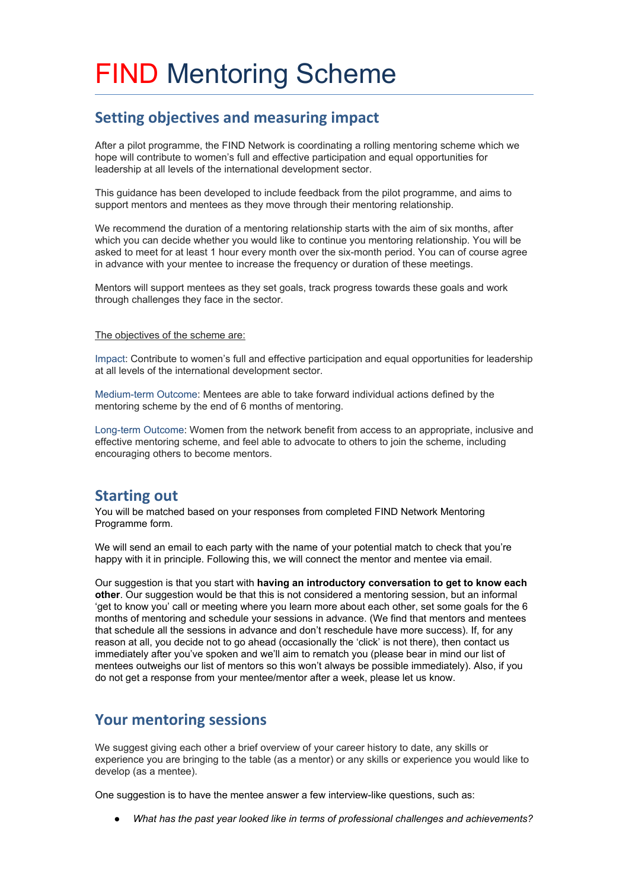# FIND Mentoring Scheme

## Setting objectives and measuring impact

After a pilot programme, the FIND Network is coordinating a rolling mentoring scheme which we hope will contribute to women's full and effective participation and equal opportunities for leadership at all levels of the international development sector.

This guidance has been developed to include feedback from the pilot programme, and aims to support mentors and mentees as they move through their mentoring relationship.

We recommend the duration of a mentoring relationship starts with the aim of six months, after which you can decide whether you would like to continue you mentoring relationship. You will be asked to meet for at least 1 hour every month over the six-month period. You can of course agree in advance with your mentee to increase the frequency or duration of these meetings.

Mentors will support mentees as they set goals, track progress towards these goals and work through challenges they face in the sector.

The objectives of the scheme are:

Impact: Contribute to women's full and effective participation and equal opportunities for leadership at all levels of the international development sector.

Medium-term Outcome: Mentees are able to take forward individual actions defined by the mentoring scheme by the end of 6 months of mentoring.

Long-term Outcome: Women from the network benefit from access to an appropriate, inclusive and effective mentoring scheme, and feel able to advocate to others to join the scheme, including encouraging others to become mentors.

## Starting out

You will be matched based on your responses from completed FIND Network Mentoring Programme form.

We will send an email to each party with the name of your potential match to check that you're happy with it in principle. Following this, we will connect the mentor and mentee via email.

Our suggestion is that you start with **having an introductory conversation to get to know each other**. Our suggestion would be that this is not considered a mentoring session, but an informal 'get to know you' call or meeting where you learn more about each other, set some goals for the 6 months of mentoring and schedule your sessions in advance. (We find that mentors and mentees that schedule all the sessions in advance and don't reschedule have more success). If, for any reason at all, you decide not to go ahead (occasionally the 'click' is not there), then contact us immediately after you've spoken and we'll aim to rematch you (please bear in mind our list of mentees outweighs our list of mentors so this won't always be possible immediately). Also, if you do not get a response from your mentee/mentor after a week, please let us know.

## Your mentoring sessions

We suggest giving each other a brief overview of your career history to date, any skills or experience you are bringing to the table (as a mentor) or any skills or experience you would like to develop (as a mentee).

One suggestion is to have the mentee answer a few interview-like questions, such as:

- *What has the past year looked like in terms of professional challenges and achievements?*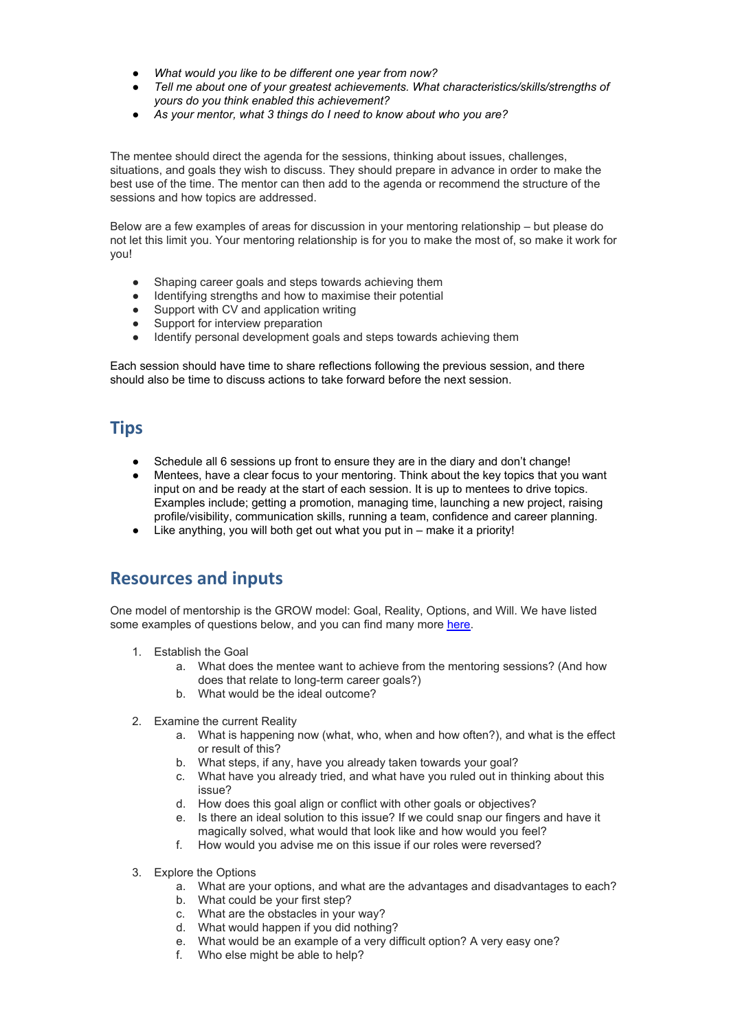- *What would you like to be different one year from now?*
- *Tell me about one of your greatest achievements. What characteristics/skills/strengths of yours do you think enabled this achievement?*
- *As your mentor, what 3 things do I need to know about who you are?*

The mentee should direct the agenda for the sessions, thinking about issues, challenges, situations, and goals they wish to discuss. They should prepare in advance in order to make the best use of the time. The mentor can then add to the agenda or recommend the structure of the sessions and how topics are addressed.

Below are a few examples of areas for discussion in your mentoring relationship – but please do not let this limit you. Your mentoring relationship is for you to make the most of, so make it work for you!

- Shaping career goals and steps towards achieving them
- Identifying strengths and how to maximise their potential
- Support with CV and application writing
- Support for interview preparation
- Identify personal development goals and steps towards achieving them

Each session should have time to share reflections following the previous session, and there should also be time to discuss actions to take forward before the next session.

## Tips

- Schedule all 6 sessions up front to ensure they are in the diary and don't change!
- Mentees, have a clear focus to your mentoring. Think about the key topics that you want input on and be ready at the start of each session. It is up to mentees to drive topics. Examples include; getting a promotion, managing time, launching a new project, raising profile/visibility, communication skills, running a team, confidence and career planning.
- Like anything, you will both get out what you put in – make it a priority!

## Resources and inputs

One model of mentorship is the GROW model: Goal, Reality, Options, and Will. We have listed some examples of questions below, and you can find many more here.

1. Establish the Goal
    a. What does the mentee want to achieve from the mentoring sessions? (And how does that relate to long-term career goals?)
    b. What would be the ideal outcome?
2. Examine the current Reality
    a. What is happening now (what, who, when and how often?), and what is the effect or result of this?
    b. What steps, if any, have you already taken towards your goal?
    c. What have you already tried, and what have you ruled out in thinking about this issue?
    d. How does this goal align or conflict with other goals or objectives?
    e. Is there an ideal solution to this issue? If we could snap our fingers and have it magically solved, what would that look like and how would you feel?
    f. How would you advise me on this issue if our roles were reversed?
3. Explore the Options
    a. What are your options, and what are the advantages and disadvantages to each?
    b. What could be your first step?
    c. What are the obstacles in your way?
    d. What would happen if you did nothing?
    e. What would be an example of a very difficult option? A very easy one?
    f. Who else might be able to help?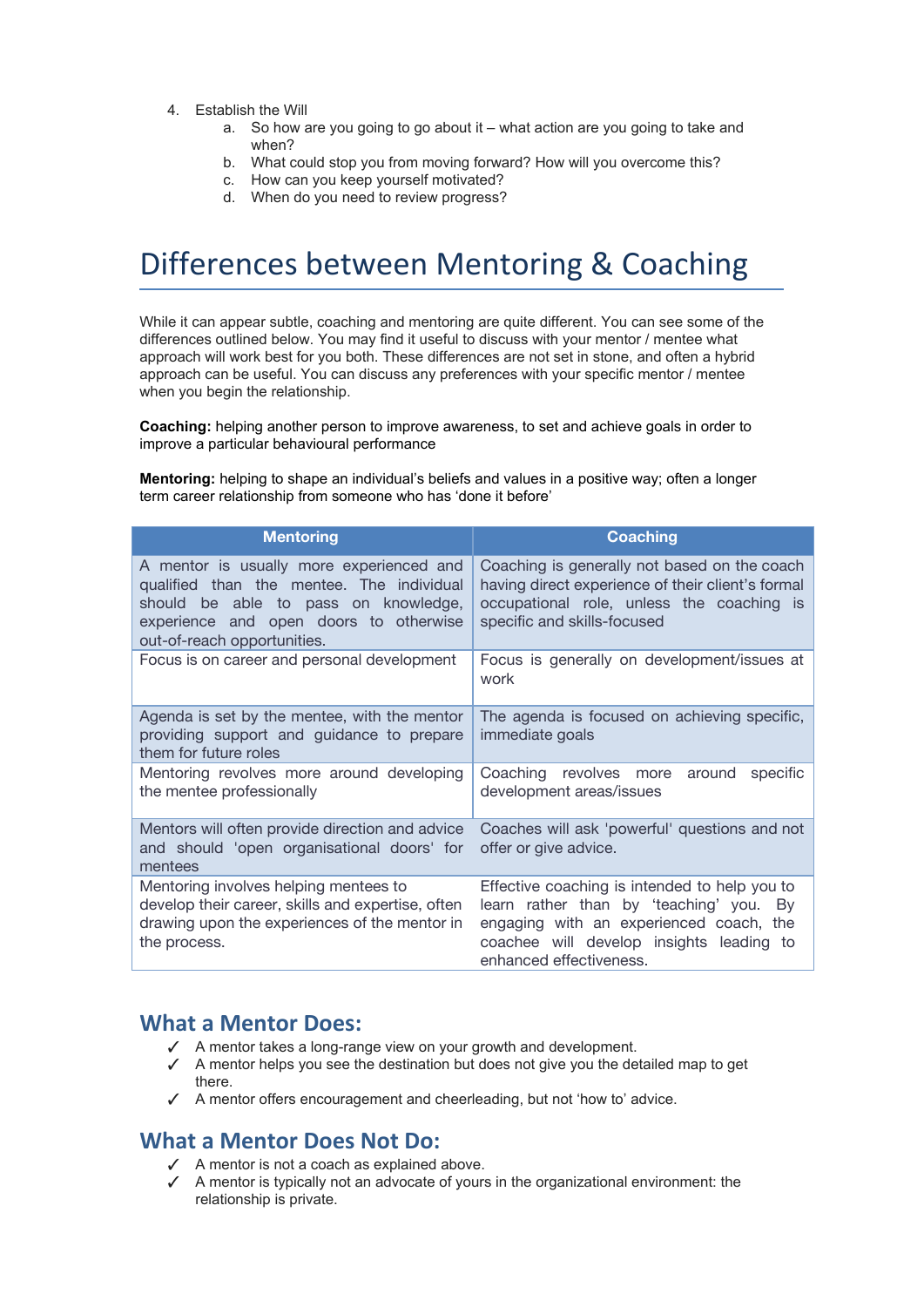4. Establish the Will
    a. So how are you going to go about it – what action are you going to take and when?
    b. What could stop you from moving forward? How will you overcome this?
    c. How can you keep yourself motivated?
    d. When do you need to review progress?

# Differences between Mentoring & Coaching

While it can appear subtle, coaching and mentoring are quite different. You can see some of the differences outlined below. You may find it useful to discuss with your mentor / mentee what approach will work best for you both. These differences are not set in stone, and often a hybrid approach can be useful. You can discuss any preferences with your specific mentor / mentee when you begin the relationship.

**Coaching:** helping another person to improve awareness, to set and achieve goals in order to improve a particular behavioural performance

**Mentoring:** helping to shape an individual's beliefs and values in a positive way; often a longer term career relationship from someone who has 'done it before'

| Mentoring | Coaching |
|---|---|
| A mentor is usually more experienced and qualified than the mentee. The individual should be able to pass on knowledge, experience and open doors to otherwise out-of-reach opportunities. | Coaching is generally not based on the coach having direct experience of their client's formal occupational role, unless the coaching is specific and skills-focused |
| Focus is on career and personal development | Focus is generally on development/issues at work |
| Agenda is set by the mentee, with the mentor providing support and guidance to prepare them for future roles | The agenda is focused on achieving specific, immediate goals |
| Mentoring revolves more around developing the mentee professionally | Coaching revolves more around specific development areas/issues |
| Mentors will often provide direction and advice and should 'open organisational doors' for mentees | Coaches will ask 'powerful' questions and not offer or give advice. |
| Mentoring involves helping mentees to develop their career, skills and expertise, often drawing upon the experiences of the mentor in the process. | Effective coaching is intended to help you to learn rather than by 'teaching' you. By engaging with an experienced coach, the coachee will develop insights leading to enhanced effectiveness. |

## What a Mentor Does:

- ✓ A mentor takes a long-range view on your growth and development.
- ✓ A mentor helps you see the destination but does not give you the detailed map to get there.
- ✓ A mentor offers encouragement and cheerleading, but not 'how to' advice.

## What a Mentor Does Not Do:

- ✓ A mentor is not a coach as explained above.
- ✓ A mentor is typically not an advocate of yours in the organizational environment: the relationship is private.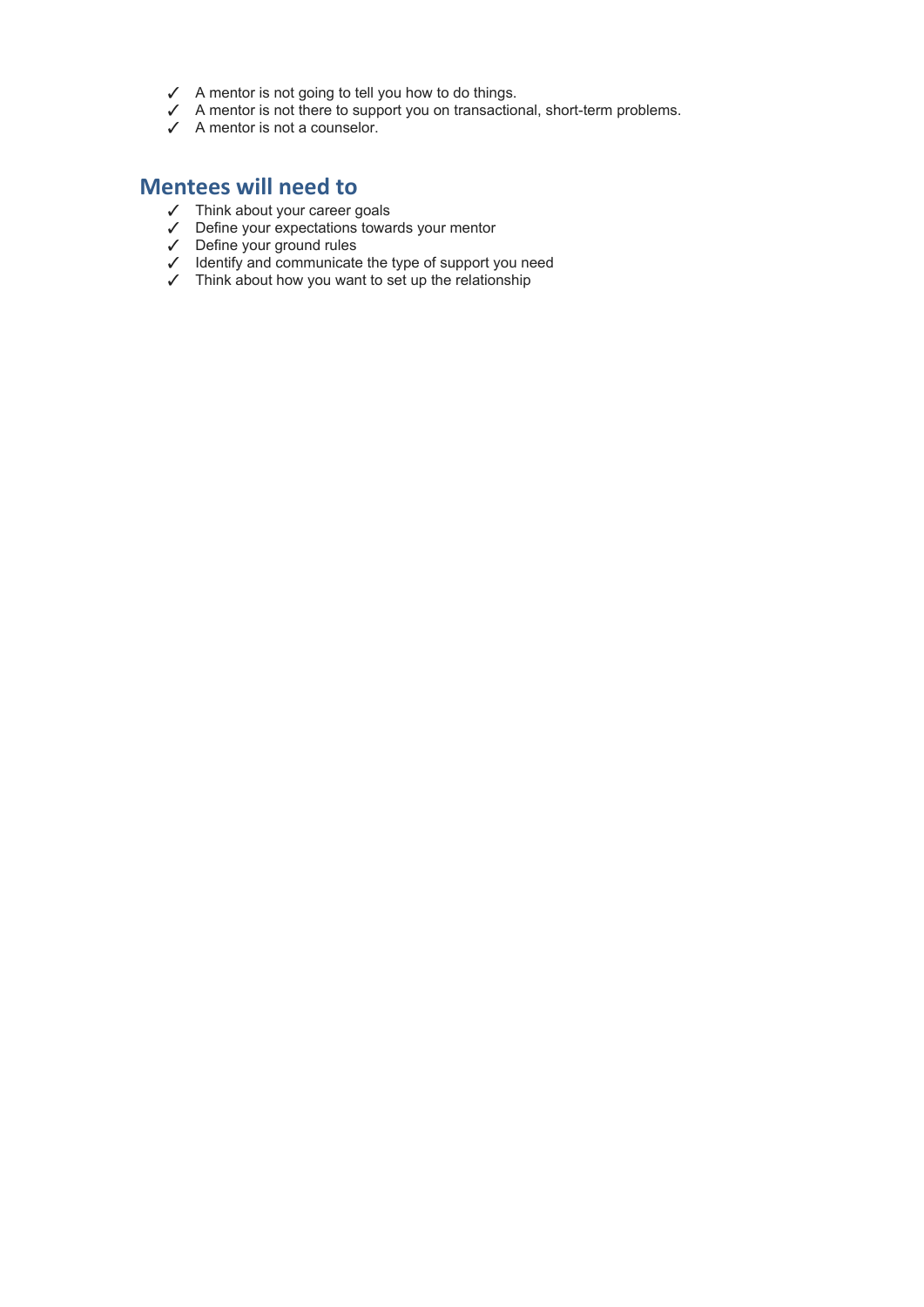- ✓ A mentor is not going to tell you how to do things.
- ✓ A mentor is not there to support you on transactional, short-term problems.
- ✓ A mentor is not a counselor.

## Mentees will need to

- ✓ Think about your career goals
- ✓ Define your expectations towards your mentor
- ✓ Define your ground rules
- ✓ Identify and communicate the type of support you need
- ✓ Think about how you want to set up the relationship